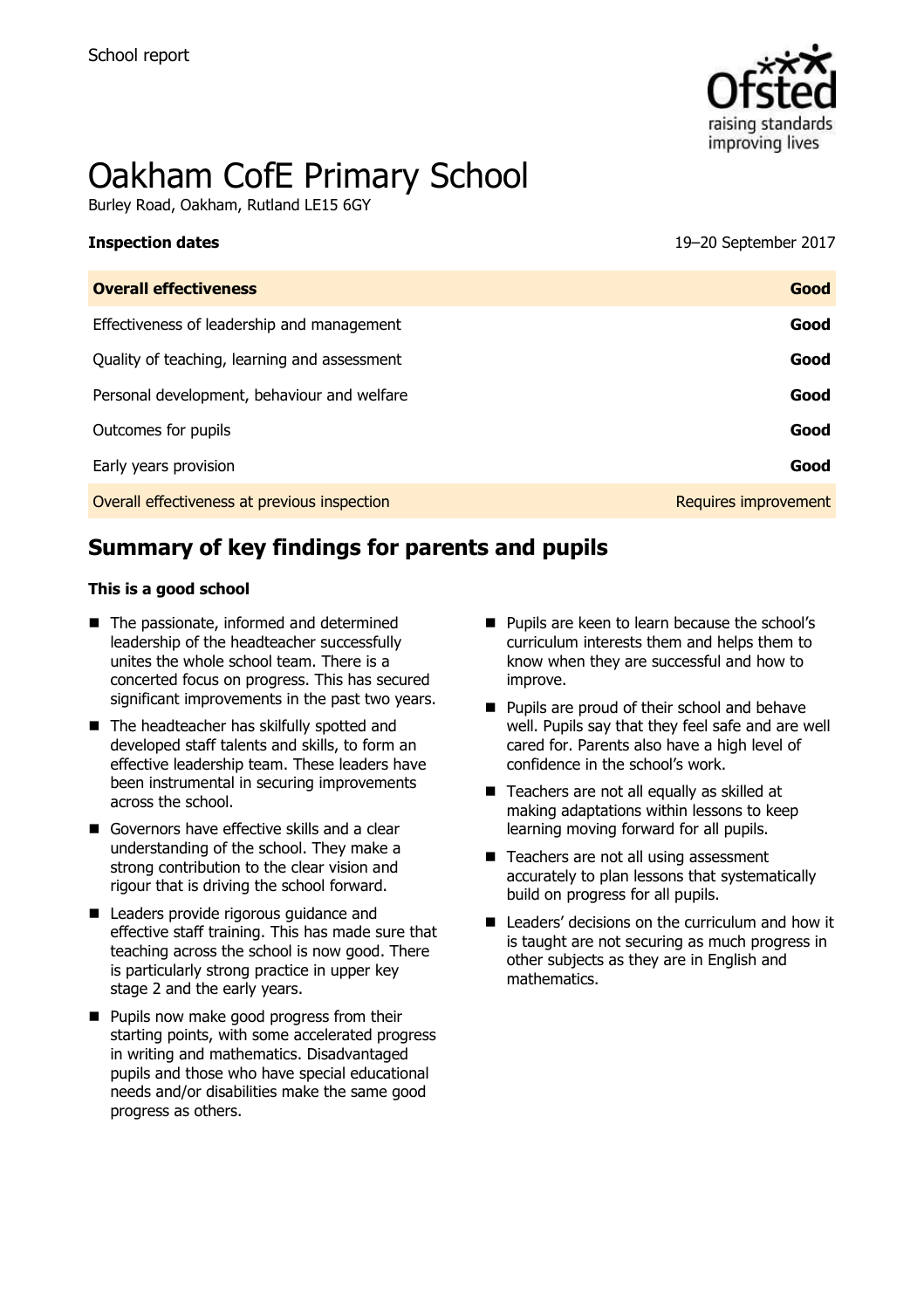School report

# Oakham CofE Primary School

Burley Road, Oakham, Rutland LE15 6GY

| **Inspection dates** | 19–20 September 2017 |
| --- | --- |
| **Overall effectiveness** | **Good** |
| Effectiveness of leadership and management | **Good** |
| Quality of teaching, learning and assessment | **Good** |
| Personal development, behaviour and welfare | **Good** |
| Outcomes for pupils | **Good** |
| Early years provision | **Good** |
| Overall effectiveness at previous inspection | Requires improvement |

## Summary of key findings for parents and pupils

**This is a good school**

- The passionate, informed and determined leadership of the headteacher successfully unites the whole school team. There is a concerted focus on progress. This has secured significant improvements in the past two years.
- The headteacher has skilfully spotted and developed staff talents and skills, to form an effective leadership team. These leaders have been instrumental in securing improvements across the school.
- Governors have effective skills and a clear understanding of the school. They make a strong contribution to the clear vision and rigour that is driving the school forward.
- Leaders provide rigorous guidance and effective staff training. This has made sure that teaching across the school is now good. There is particularly strong practice in upper key stage 2 and the early years.
- Pupils now make good progress from their starting points, with some accelerated progress in writing and mathematics. Disadvantaged pupils and those who have special educational needs and/or disabilities make the same good progress as others.
- Pupils are keen to learn because the school's curriculum interests them and helps them to know when they are successful and how to improve.
- Pupils are proud of their school and behave well. Pupils say that they feel safe and are well cared for. Parents also have a high level of confidence in the school's work.
- Teachers are not all equally as skilled at making adaptations within lessons to keep learning moving forward for all pupils.
- Teachers are not all using assessment accurately to plan lessons that systematically build on progress for all pupils.
- Leaders' decisions on the curriculum and how it is taught are not securing as much progress in other subjects as they are in English and mathematics.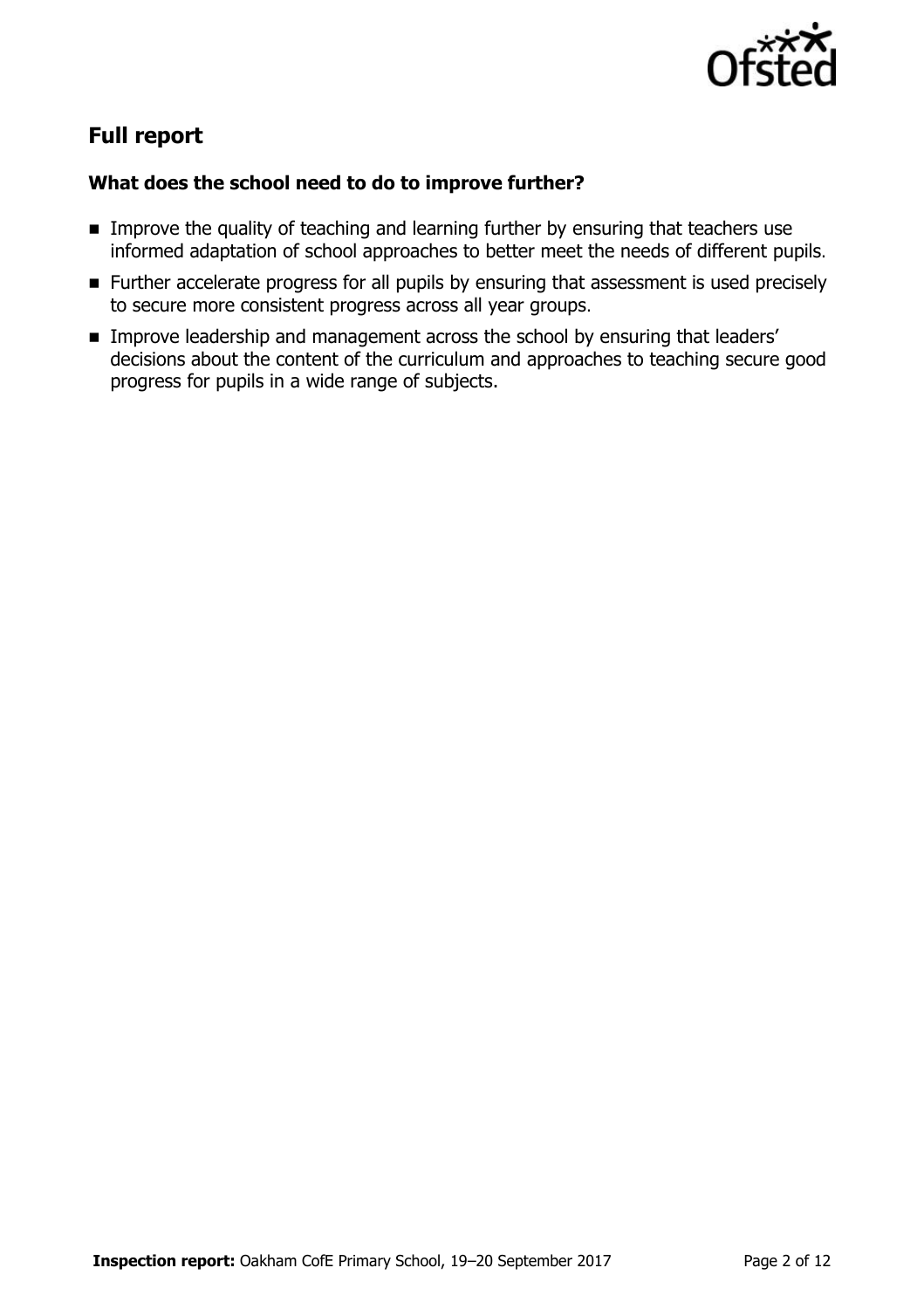## Full report

### What does the school need to do to improve further?

- Improve the quality of teaching and learning further by ensuring that teachers use informed adaptation of school approaches to better meet the needs of different pupils.
- Further accelerate progress for all pupils by ensuring that assessment is used precisely to secure more consistent progress across all year groups.
- Improve leadership and management across the school by ensuring that leaders' decisions about the content of the curriculum and approaches to teaching secure good progress for pupils in a wide range of subjects.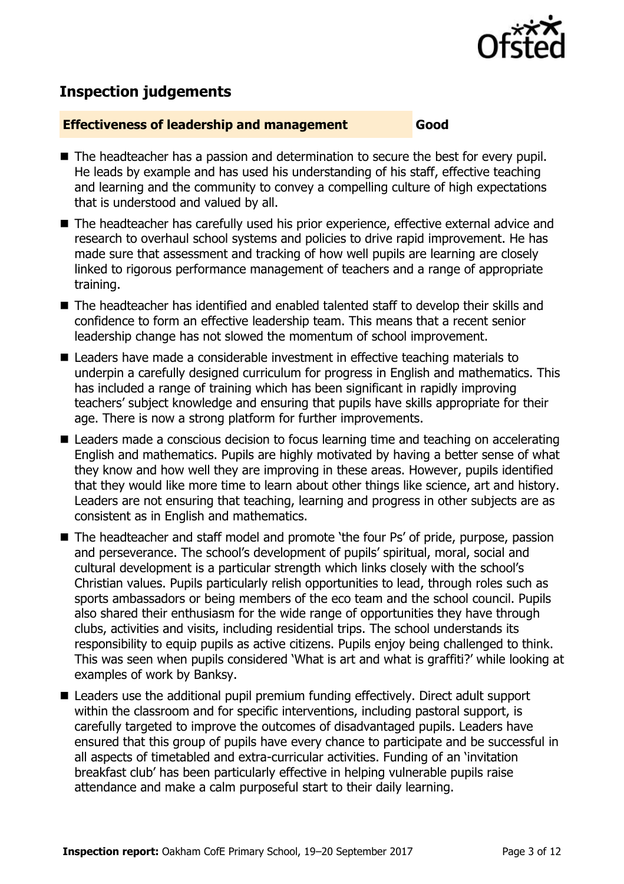## Inspection judgements

**Effectiveness of leadership and management** **Good**

- The headteacher has a passion and determination to secure the best for every pupil. He leads by example and has used his understanding of his staff, effective teaching and learning and the community to convey a compelling culture of high expectations that is understood and valued by all.
- The headteacher has carefully used his prior experience, effective external advice and research to overhaul school systems and policies to drive rapid improvement. He has made sure that assessment and tracking of how well pupils are learning are closely linked to rigorous performance management of teachers and a range of appropriate training.
- The headteacher has identified and enabled talented staff to develop their skills and confidence to form an effective leadership team. This means that a recent senior leadership change has not slowed the momentum of school improvement.
- Leaders have made a considerable investment in effective teaching materials to underpin a carefully designed curriculum for progress in English and mathematics. This has included a range of training which has been significant in rapidly improving teachers' subject knowledge and ensuring that pupils have skills appropriate for their age. There is now a strong platform for further improvements.
- Leaders made a conscious decision to focus learning time and teaching on accelerating English and mathematics. Pupils are highly motivated by having a better sense of what they know and how well they are improving in these areas. However, pupils identified that they would like more time to learn about other things like science, art and history. Leaders are not ensuring that teaching, learning and progress in other subjects are as consistent as in English and mathematics.
- The headteacher and staff model and promote 'the four Ps' of pride, purpose, passion and perseverance. The school's development of pupils' spiritual, moral, social and cultural development is a particular strength which links closely with the school's Christian values. Pupils particularly relish opportunities to lead, through roles such as sports ambassadors or being members of the eco team and the school council. Pupils also shared their enthusiasm for the wide range of opportunities they have through clubs, activities and visits, including residential trips. The school understands its responsibility to equip pupils as active citizens. Pupils enjoy being challenged to think. This was seen when pupils considered 'What is art and what is graffiti?' while looking at examples of work by Banksy.
- Leaders use the additional pupil premium funding effectively. Direct adult support within the classroom and for specific interventions, including pastoral support, is carefully targeted to improve the outcomes of disadvantaged pupils. Leaders have ensured that this group of pupils have every chance to participate and be successful in all aspects of timetabled and extra-curricular activities. Funding of an 'invitation breakfast club' has been particularly effective in helping vulnerable pupils raise attendance and make a calm purposeful start to their daily learning.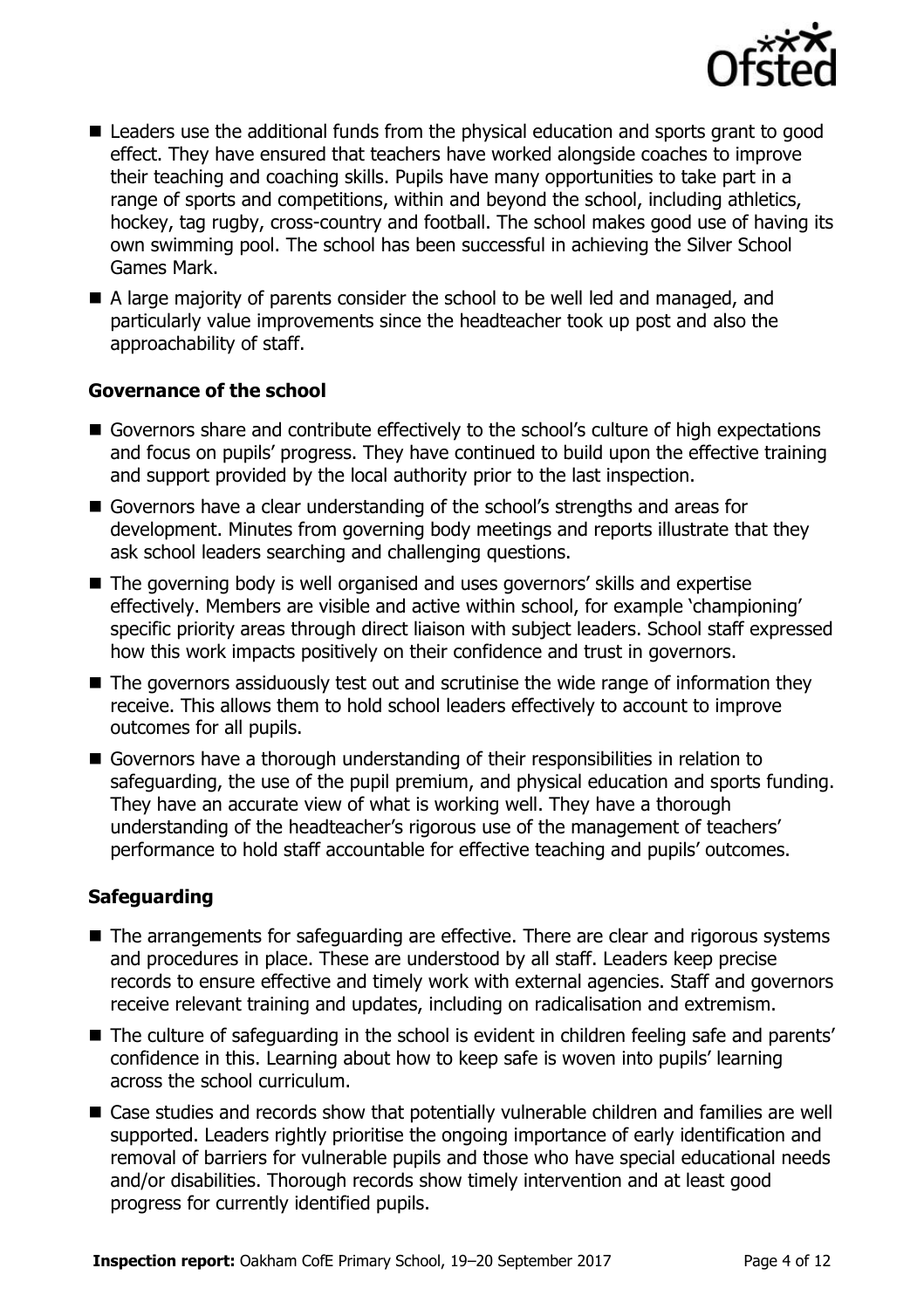- Leaders use the additional funds from the physical education and sports grant to good effect. They have ensured that teachers have worked alongside coaches to improve their teaching and coaching skills. Pupils have many opportunities to take part in a range of sports and competitions, within and beyond the school, including athletics, hockey, tag rugby, cross-country and football. The school makes good use of having its own swimming pool. The school has been successful in achieving the Silver School Games Mark.
- A large majority of parents consider the school to be well led and managed, and particularly value improvements since the headteacher took up post and also the approachability of staff.

### Governance of the school

- Governors share and contribute effectively to the school's culture of high expectations and focus on pupils' progress. They have continued to build upon the effective training and support provided by the local authority prior to the last inspection.
- Governors have a clear understanding of the school's strengths and areas for development. Minutes from governing body meetings and reports illustrate that they ask school leaders searching and challenging questions.
- The governing body is well organised and uses governors' skills and expertise effectively. Members are visible and active within school, for example 'championing' specific priority areas through direct liaison with subject leaders. School staff expressed how this work impacts positively on their confidence and trust in governors.
- The governors assiduously test out and scrutinise the wide range of information they receive. This allows them to hold school leaders effectively to account to improve outcomes for all pupils.
- Governors have a thorough understanding of their responsibilities in relation to safeguarding, the use of the pupil premium, and physical education and sports funding. They have an accurate view of what is working well. They have a thorough understanding of the headteacher's rigorous use of the management of teachers' performance to hold staff accountable for effective teaching and pupils' outcomes.

### Safeguarding

- The arrangements for safeguarding are effective. There are clear and rigorous systems and procedures in place. These are understood by all staff. Leaders keep precise records to ensure effective and timely work with external agencies. Staff and governors receive relevant training and updates, including on radicalisation and extremism.
- The culture of safeguarding in the school is evident in children feeling safe and parents' confidence in this. Learning about how to keep safe is woven into pupils' learning across the school curriculum.
- Case studies and records show that potentially vulnerable children and families are well supported. Leaders rightly prioritise the ongoing importance of early identification and removal of barriers for vulnerable pupils and those who have special educational needs and/or disabilities. Thorough records show timely intervention and at least good progress for currently identified pupils.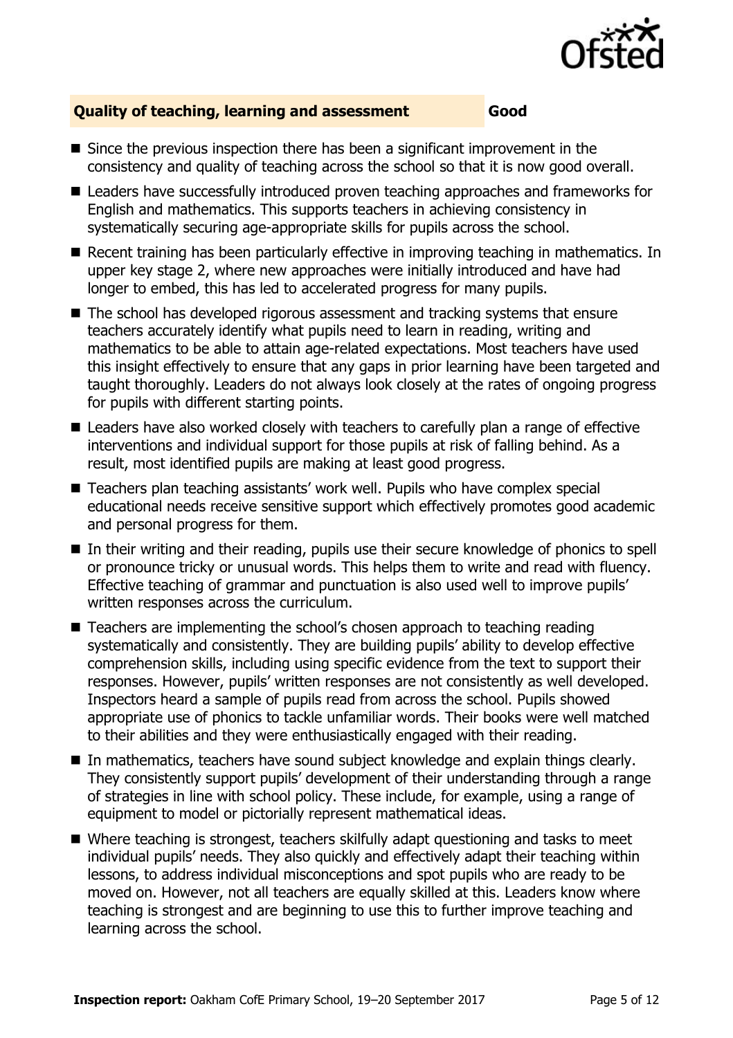## Quality of teaching, learning and assessment — Good

- Since the previous inspection there has been a significant improvement in the consistency and quality of teaching across the school so that it is now good overall.
- Leaders have successfully introduced proven teaching approaches and frameworks for English and mathematics. This supports teachers in achieving consistency in systematically securing age-appropriate skills for pupils across the school.
- Recent training has been particularly effective in improving teaching in mathematics. In upper key stage 2, where new approaches were initially introduced and have had longer to embed, this has led to accelerated progress for many pupils.
- The school has developed rigorous assessment and tracking systems that ensure teachers accurately identify what pupils need to learn in reading, writing and mathematics to be able to attain age-related expectations. Most teachers have used this insight effectively to ensure that any gaps in prior learning have been targeted and taught thoroughly. Leaders do not always look closely at the rates of ongoing progress for pupils with different starting points.
- Leaders have also worked closely with teachers to carefully plan a range of effective interventions and individual support for those pupils at risk of falling behind. As a result, most identified pupils are making at least good progress.
- Teachers plan teaching assistants' work well. Pupils who have complex special educational needs receive sensitive support which effectively promotes good academic and personal progress for them.
- In their writing and their reading, pupils use their secure knowledge of phonics to spell or pronounce tricky or unusual words. This helps them to write and read with fluency. Effective teaching of grammar and punctuation is also used well to improve pupils' written responses across the curriculum.
- Teachers are implementing the school's chosen approach to teaching reading systematically and consistently. They are building pupils' ability to develop effective comprehension skills, including using specific evidence from the text to support their responses. However, pupils' written responses are not consistently as well developed. Inspectors heard a sample of pupils read from across the school. Pupils showed appropriate use of phonics to tackle unfamiliar words. Their books were well matched to their abilities and they were enthusiastically engaged with their reading.
- In mathematics, teachers have sound subject knowledge and explain things clearly. They consistently support pupils' development of their understanding through a range of strategies in line with school policy. These include, for example, using a range of equipment to model or pictorially represent mathematical ideas.
- Where teaching is strongest, teachers skilfully adapt questioning and tasks to meet individual pupils' needs. They also quickly and effectively adapt their teaching within lessons, to address individual misconceptions and spot pupils who are ready to be moved on. However, not all teachers are equally skilled at this. Leaders know where teaching is strongest and are beginning to use this to further improve teaching and learning across the school.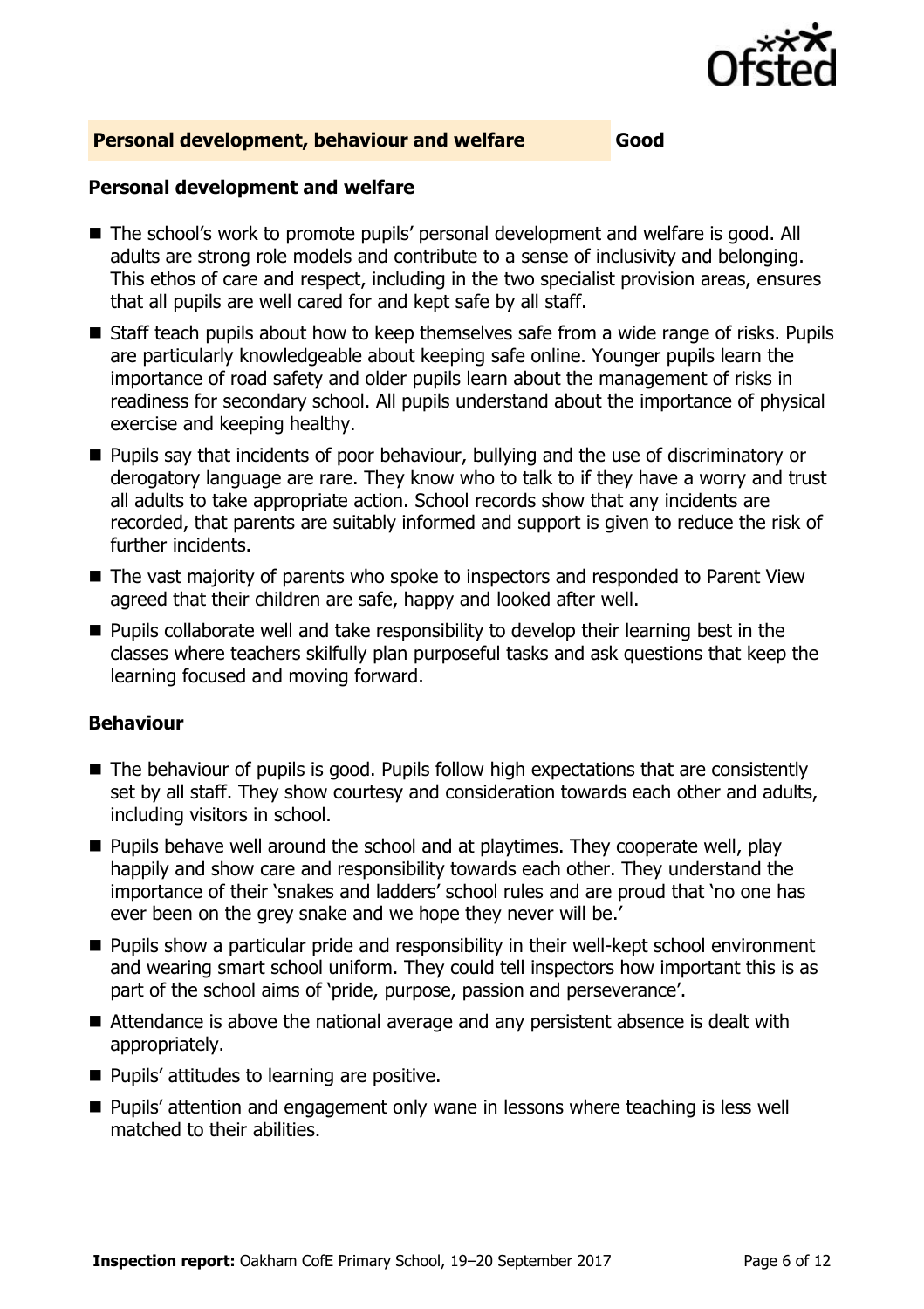## Personal development, behaviour and welfare — Good

### Personal development and welfare

- The school's work to promote pupils' personal development and welfare is good. All adults are strong role models and contribute to a sense of inclusivity and belonging. This ethos of care and respect, including in the two specialist provision areas, ensures that all pupils are well cared for and kept safe by all staff.
- Staff teach pupils about how to keep themselves safe from a wide range of risks. Pupils are particularly knowledgeable about keeping safe online. Younger pupils learn the importance of road safety and older pupils learn about the management of risks in readiness for secondary school. All pupils understand about the importance of physical exercise and keeping healthy.
- Pupils say that incidents of poor behaviour, bullying and the use of discriminatory or derogatory language are rare. They know who to talk to if they have a worry and trust all adults to take appropriate action. School records show that any incidents are recorded, that parents are suitably informed and support is given to reduce the risk of further incidents.
- The vast majority of parents who spoke to inspectors and responded to Parent View agreed that their children are safe, happy and looked after well.
- Pupils collaborate well and take responsibility to develop their learning best in the classes where teachers skilfully plan purposeful tasks and ask questions that keep the learning focused and moving forward.

### Behaviour

- The behaviour of pupils is good. Pupils follow high expectations that are consistently set by all staff. They show courtesy and consideration towards each other and adults, including visitors in school.
- Pupils behave well around the school and at playtimes. They cooperate well, play happily and show care and responsibility towards each other. They understand the importance of their 'snakes and ladders' school rules and are proud that 'no one has ever been on the grey snake and we hope they never will be.'
- Pupils show a particular pride and responsibility in their well-kept school environment and wearing smart school uniform. They could tell inspectors how important this is as part of the school aims of 'pride, purpose, passion and perseverance'.
- Attendance is above the national average and any persistent absence is dealt with appropriately.
- Pupils' attitudes to learning are positive.
- Pupils' attention and engagement only wane in lessons where teaching is less well matched to their abilities.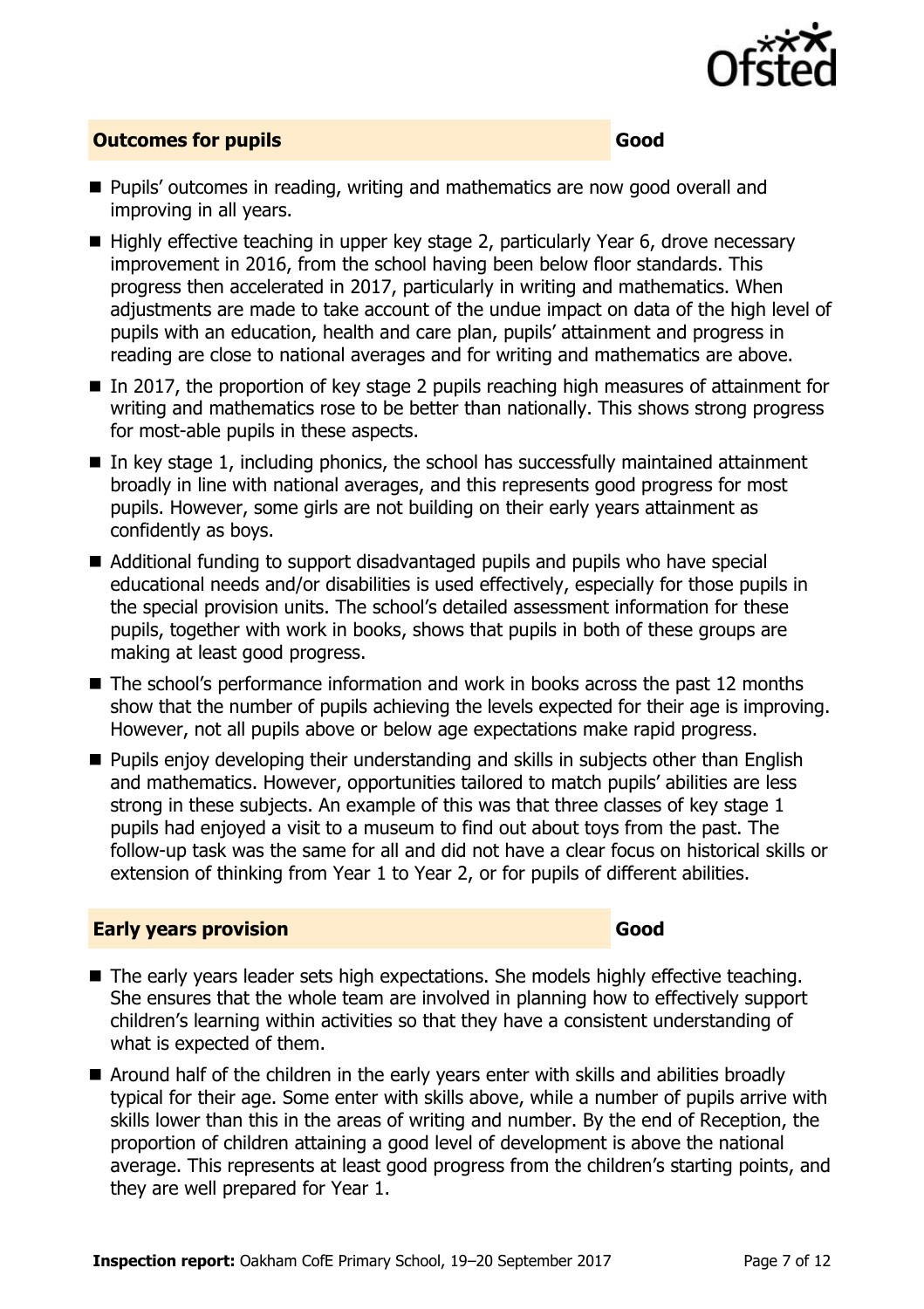## Outcomes for pupils — Good

- Pupils' outcomes in reading, writing and mathematics are now good overall and improving in all years.
- Highly effective teaching in upper key stage 2, particularly Year 6, drove necessary improvement in 2016, from the school having been below floor standards. This progress then accelerated in 2017, particularly in writing and mathematics. When adjustments are made to take account of the undue impact on data of the high level of pupils with an education, health and care plan, pupils' attainment and progress in reading are close to national averages and for writing and mathematics are above.
- In 2017, the proportion of key stage 2 pupils reaching high measures of attainment for writing and mathematics rose to be better than nationally. This shows strong progress for most-able pupils in these aspects.
- In key stage 1, including phonics, the school has successfully maintained attainment broadly in line with national averages, and this represents good progress for most pupils. However, some girls are not building on their early years attainment as confidently as boys.
- Additional funding to support disadvantaged pupils and pupils who have special educational needs and/or disabilities is used effectively, especially for those pupils in the special provision units. The school's detailed assessment information for these pupils, together with work in books, shows that pupils in both of these groups are making at least good progress.
- The school's performance information and work in books across the past 12 months show that the number of pupils achieving the levels expected for their age is improving. However, not all pupils above or below age expectations make rapid progress.
- Pupils enjoy developing their understanding and skills in subjects other than English and mathematics. However, opportunities tailored to match pupils' abilities are less strong in these subjects. An example of this was that three classes of key stage 1 pupils had enjoyed a visit to a museum to find out about toys from the past. The follow-up task was the same for all and did not have a clear focus on historical skills or extension of thinking from Year 1 to Year 2, or for pupils of different abilities.

## Early years provision — Good

- The early years leader sets high expectations. She models highly effective teaching. She ensures that the whole team are involved in planning how to effectively support children's learning within activities so that they have a consistent understanding of what is expected of them.
- Around half of the children in the early years enter with skills and abilities broadly typical for their age. Some enter with skills above, while a number of pupils arrive with skills lower than this in the areas of writing and number. By the end of Reception, the proportion of children attaining a good level of development is above the national average. This represents at least good progress from the children's starting points, and they are well prepared for Year 1.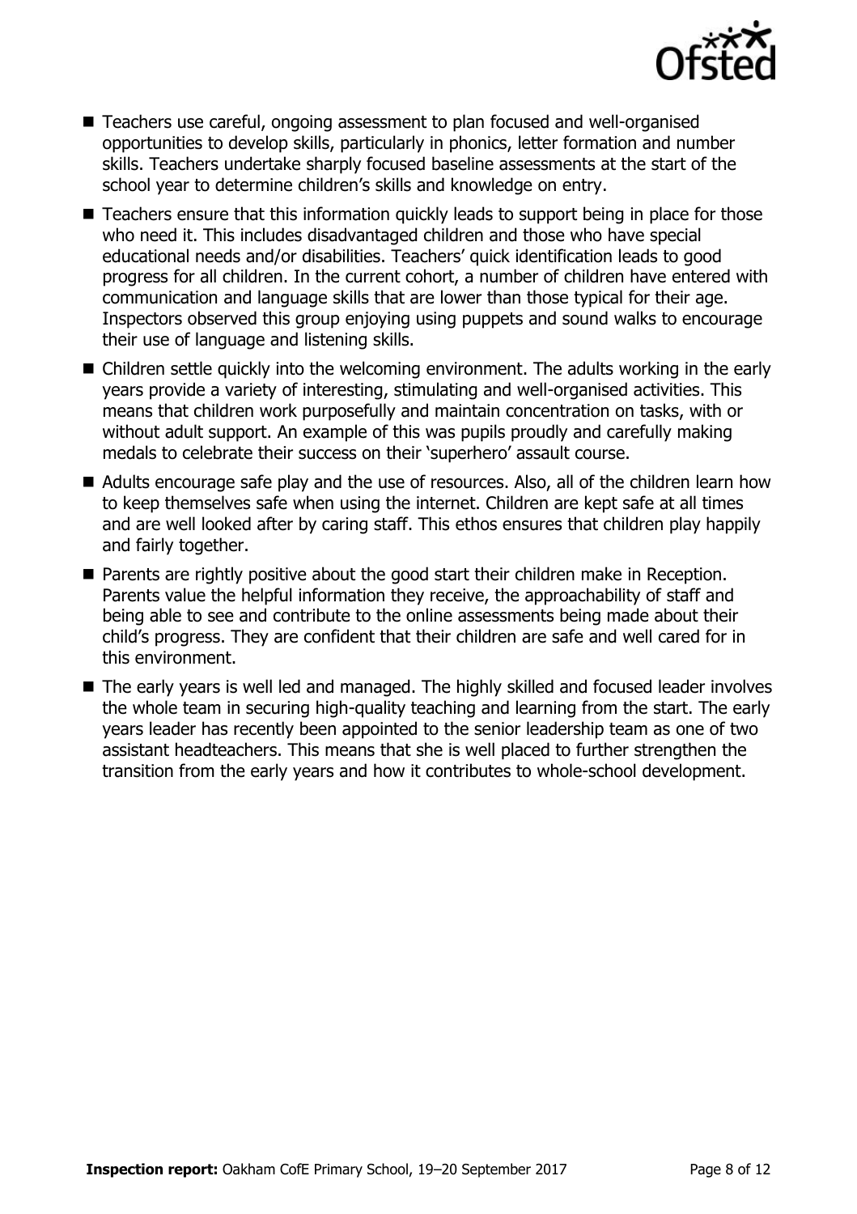- Teachers use careful, ongoing assessment to plan focused and well-organised opportunities to develop skills, particularly in phonics, letter formation and number skills. Teachers undertake sharply focused baseline assessments at the start of the school year to determine children's skills and knowledge on entry.
- Teachers ensure that this information quickly leads to support being in place for those who need it. This includes disadvantaged children and those who have special educational needs and/or disabilities. Teachers' quick identification leads to good progress for all children. In the current cohort, a number of children have entered with communication and language skills that are lower than those typical for their age. Inspectors observed this group enjoying using puppets and sound walks to encourage their use of language and listening skills.
- Children settle quickly into the welcoming environment. The adults working in the early years provide a variety of interesting, stimulating and well-organised activities. This means that children work purposefully and maintain concentration on tasks, with or without adult support. An example of this was pupils proudly and carefully making medals to celebrate their success on their 'superhero' assault course.
- Adults encourage safe play and the use of resources. Also, all of the children learn how to keep themselves safe when using the internet. Children are kept safe at all times and are well looked after by caring staff. This ethos ensures that children play happily and fairly together.
- Parents are rightly positive about the good start their children make in Reception. Parents value the helpful information they receive, the approachability of staff and being able to see and contribute to the online assessments being made about their child's progress. They are confident that their children are safe and well cared for in this environment.
- The early years is well led and managed. The highly skilled and focused leader involves the whole team in securing high-quality teaching and learning from the start. The early years leader has recently been appointed to the senior leadership team as one of two assistant headteachers. This means that she is well placed to further strengthen the transition from the early years and how it contributes to whole-school development.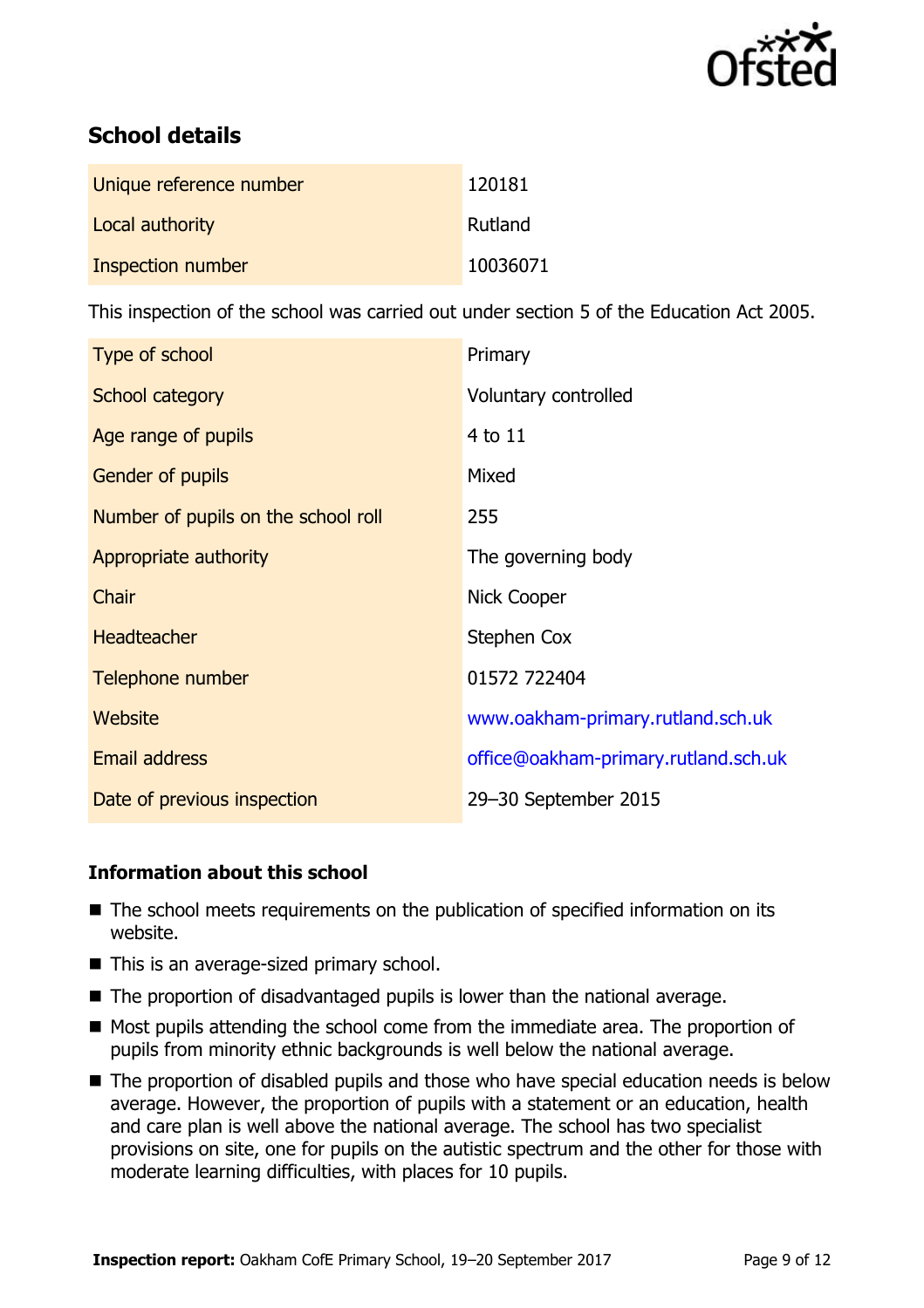## School details

| | |
|---|---|
| Unique reference number | 120181 |
| Local authority | Rutland |
| Inspection number | 10036071 |

This inspection of the school was carried out under section 5 of the Education Act 2005.

| | |
|---|---|
| Type of school | Primary |
| School category | Voluntary controlled |
| Age range of pupils | 4 to 11 |
| Gender of pupils | Mixed |
| Number of pupils on the school roll | 255 |
| Appropriate authority | The governing body |
| Chair | Nick Cooper |
| Headteacher | Stephen Cox |
| Telephone number | 01572 722404 |
| Website | www.oakham-primary.rutland.sch.uk |
| Email address | office@oakham-primary.rutland.sch.uk |
| Date of previous inspection | 29–30 September 2015 |

### Information about this school

- The school meets requirements on the publication of specified information on its website.
- This is an average-sized primary school.
- The proportion of disadvantaged pupils is lower than the national average.
- Most pupils attending the school come from the immediate area. The proportion of pupils from minority ethnic backgrounds is well below the national average.
- The proportion of disabled pupils and those who have special education needs is below average. However, the proportion of pupils with a statement or an education, health and care plan is well above the national average. The school has two specialist provisions on site, one for pupils on the autistic spectrum and the other for those with moderate learning difficulties, with places for 10 pupils.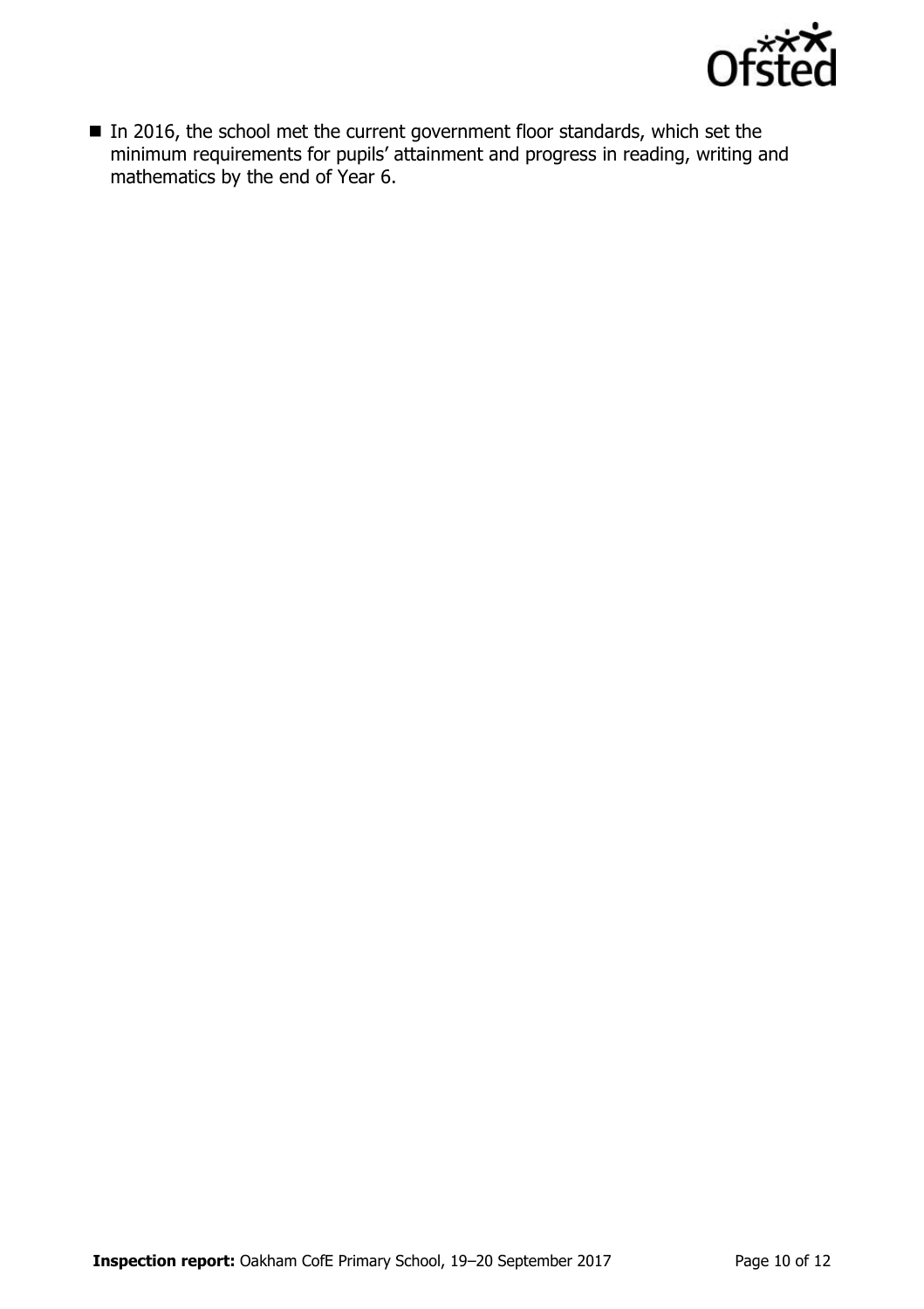- In 2016, the school met the current government floor standards, which set the minimum requirements for pupils' attainment and progress in reading, writing and mathematics by the end of Year 6.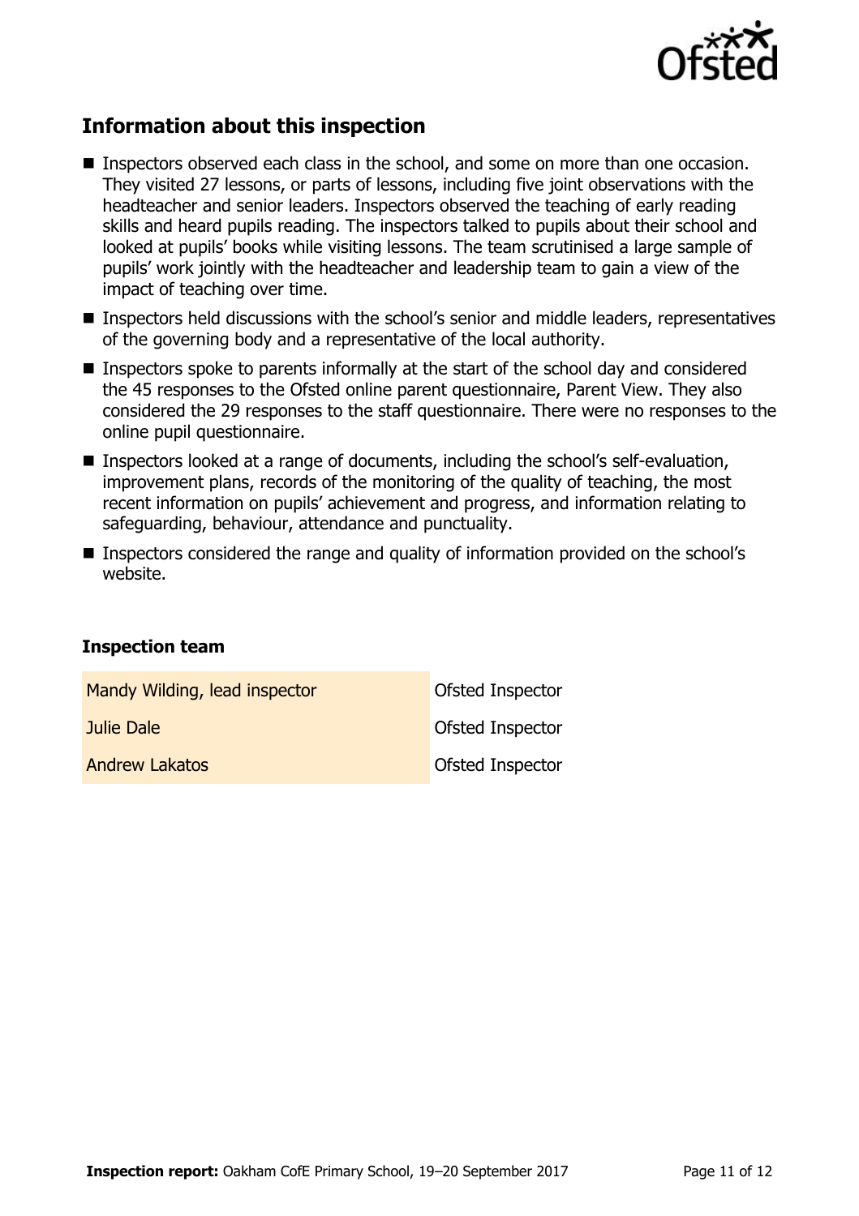## Information about this inspection

- Inspectors observed each class in the school, and some on more than one occasion. They visited 27 lessons, or parts of lessons, including five joint observations with the headteacher and senior leaders. Inspectors observed the teaching of early reading skills and heard pupils reading. The inspectors talked to pupils about their school and looked at pupils' books while visiting lessons. The team scrutinised a large sample of pupils' work jointly with the headteacher and leadership team to gain a view of the impact of teaching over time.
- Inspectors held discussions with the school's senior and middle leaders, representatives of the governing body and a representative of the local authority.
- Inspectors spoke to parents informally at the start of the school day and considered the 45 responses to the Ofsted online parent questionnaire, Parent View. They also considered the 29 responses to the staff questionnaire. There were no responses to the online pupil questionnaire.
- Inspectors looked at a range of documents, including the school's self-evaluation, improvement plans, records of the monitoring of the quality of teaching, the most recent information on pupils' achievement and progress, and information relating to safeguarding, behaviour, attendance and punctuality.
- Inspectors considered the range and quality of information provided on the school's website.

### Inspection team

| | |
|---|---|
| Mandy Wilding, lead inspector | Ofsted Inspector |
| Julie Dale | Ofsted Inspector |
| Andrew Lakatos | Ofsted Inspector |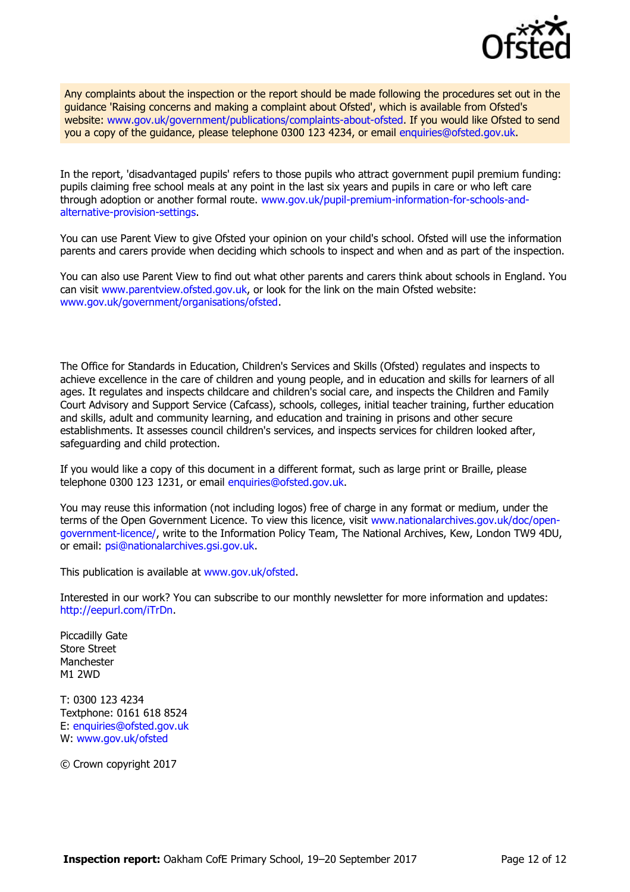Any complaints about the inspection or the report should be made following the procedures set out in the guidance 'Raising concerns and making a complaint about Ofsted', which is available from Ofsted's website: www.gov.uk/government/publications/complaints-about-ofsted. If you would like Ofsted to send you a copy of the guidance, please telephone 0300 123 4234, or email enquiries@ofsted.gov.uk.

In the report, 'disadvantaged pupils' refers to those pupils who attract government pupil premium funding: pupils claiming free school meals at any point in the last six years and pupils in care or who left care through adoption or another formal route. www.gov.uk/pupil-premium-information-for-schools-and-alternative-provision-settings.

You can use Parent View to give Ofsted your opinion on your child's school. Ofsted will use the information parents and carers provide when deciding which schools to inspect and when and as part of the inspection.

You can also use Parent View to find out what other parents and carers think about schools in England. You can visit www.parentview.ofsted.gov.uk, or look for the link on the main Ofsted website: www.gov.uk/government/organisations/ofsted.

The Office for Standards in Education, Children's Services and Skills (Ofsted) regulates and inspects to achieve excellence in the care of children and young people, and in education and skills for learners of all ages. It regulates and inspects childcare and children's social care, and inspects the Children and Family Court Advisory and Support Service (Cafcass), schools, colleges, initial teacher training, further education and skills, adult and community learning, and education and training in prisons and other secure establishments. It assesses council children's services, and inspects services for children looked after, safeguarding and child protection.

If you would like a copy of this document in a different format, such as large print or Braille, please telephone 0300 123 1231, or email enquiries@ofsted.gov.uk.

You may reuse this information (not including logos) free of charge in any format or medium, under the terms of the Open Government Licence. To view this licence, visit www.nationalarchives.gov.uk/doc/open-government-licence/, write to the Information Policy Team, The National Archives, Kew, London TW9 4DU, or email: psi@nationalarchives.gsi.gov.uk.

This publication is available at www.gov.uk/ofsted.

Interested in our work? You can subscribe to our monthly newsletter for more information and updates: http://eepurl.com/iTrDn.

Piccadilly Gate
Store Street
Manchester
M1 2WD

T: 0300 123 4234
Textphone: 0161 618 8524
E: enquiries@ofsted.gov.uk
W: www.gov.uk/ofsted

© Crown copyright 2017